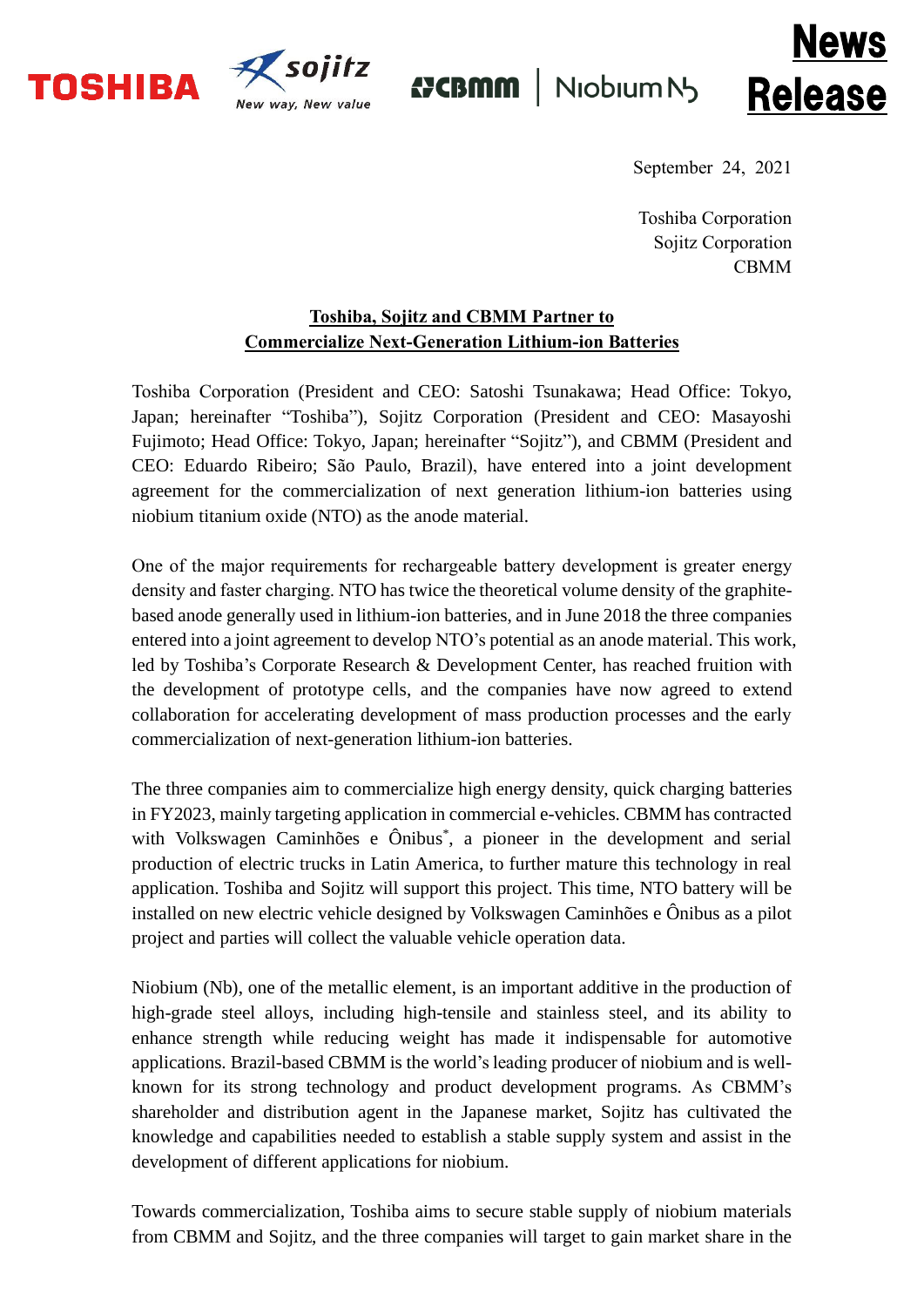**News Release**

September 24, 2021

Toshiba Corporation
Sojitz Corporation
CBMM

## Toshiba, Sojitz and CBMM Partner to Commercialize Next-Generation Lithium-ion Batteries

Toshiba Corporation (President and CEO: Satoshi Tsunakawa; Head Office: Tokyo, Japan; hereinafter “Toshiba”), Sojitz Corporation (President and CEO: Masayoshi Fujimoto; Head Office: Tokyo, Japan; hereinafter “Sojitz”), and CBMM (President and CEO: Eduardo Ribeiro; São Paulo, Brazil), have entered into a joint development agreement for the commercialization of next generation lithium-ion batteries using niobium titanium oxide (NTO) as the anode material.

One of the major requirements for rechargeable battery development is greater energy density and faster charging. NTO has twice the theoretical volume density of the graphite-based anode generally used in lithium-ion batteries, and in June 2018 the three companies entered into a joint agreement to develop NTO’s potential as an anode material. This work, led by Toshiba’s Corporate Research & Development Center, has reached fruition with the development of prototype cells, and the companies have now agreed to extend collaboration for accelerating development of mass production processes and the early commercialization of next-generation lithium-ion batteries.

The three companies aim to commercialize high energy density, quick charging batteries in FY2023, mainly targeting application in commercial e-vehicles. CBMM has contracted with Volkswagen Caminhões e Ônibus*, a pioneer in the development and serial production of electric trucks in Latin America, to further mature this technology in real application. Toshiba and Sojitz will support this project. This time, NTO battery will be installed on new electric vehicle designed by Volkswagen Caminhões e Ônibus as a pilot project and parties will collect the valuable vehicle operation data.

Niobium (Nb), one of the metallic element, is an important additive in the production of high-grade steel alloys, including high-tensile and stainless steel, and its ability to enhance strength while reducing weight has made it indispensable for automotive applications. Brazil-based CBMM is the world’s leading producer of niobium and is well-known for its strong technology and product development programs. As CBMM’s shareholder and distribution agent in the Japanese market, Sojitz has cultivated the knowledge and capabilities needed to establish a stable supply system and assist in the development of different applications for niobium.

Towards commercialization, Toshiba aims to secure stable supply of niobium materials from CBMM and Sojitz, and the three companies will target to gain market share in the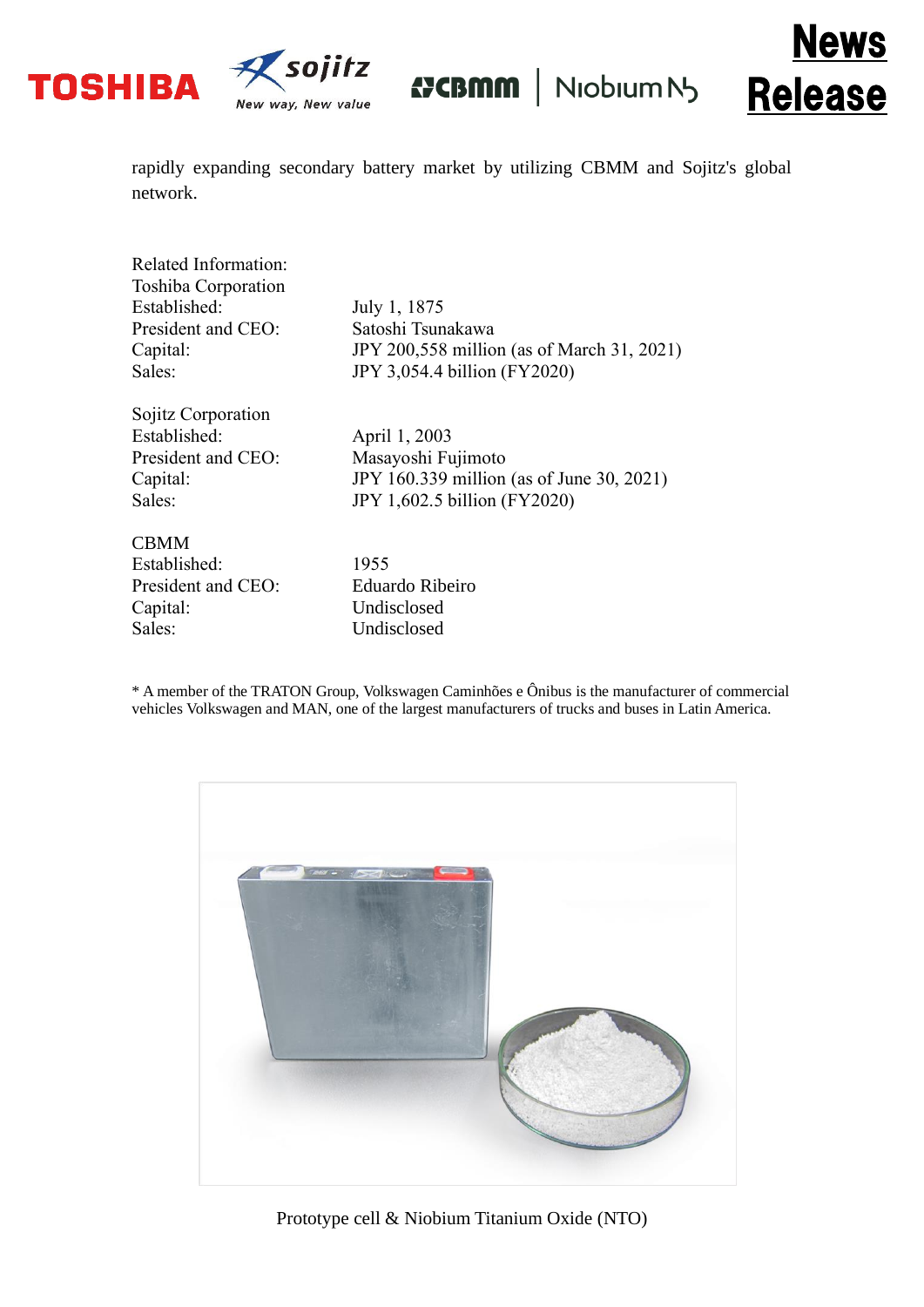rapidly expanding secondary battery market by utilizing CBMM and Sojitz's global network.

Related Information:

Toshiba Corporation

| | |
|---|---|
| Established: | July 1, 1875 |
| President and CEO: | Satoshi Tsunakawa |
| Capital: | JPY 200,558 million (as of March 31, 2021) |
| Sales: | JPY 3,054.4 billion (FY2020) |

Sojitz Corporation

| | |
|---|---|
| Established: | April 1, 2003 |
| President and CEO: | Masayoshi Fujimoto |
| Capital: | JPY 160.339 million (as of June 30, 2021) |
| Sales: | JPY 1,602.5 billion (FY2020) |

CBMM

| | |
|---|---|
| Established: | 1955 |
| President and CEO: | Eduardo Ribeiro |
| Capital: | Undisclosed |
| Sales: | Undisclosed |

* A member of the TRATON Group, Volkswagen Caminhões e Ônibus is the manufacturer of commercial vehicles Volkswagen and MAN, one of the largest manufacturers of trucks and buses in Latin America.

Prototype cell & Niobium Titanium Oxide (NTO)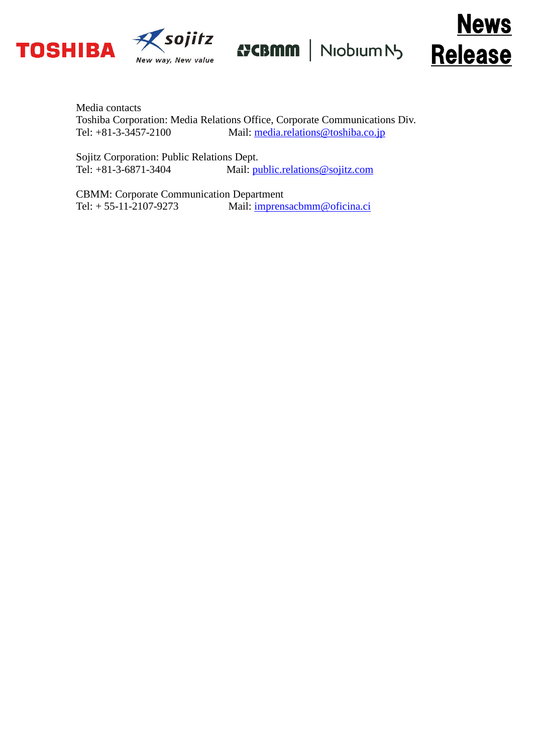Media contacts

Toshiba Corporation: Media Relations Office, Corporate Communications Div.
Tel: +81-3-3457-2100 Mail: media.relations@toshiba.co.jp

Sojitz Corporation: Public Relations Dept.
Tel: +81-3-6871-3404 Mail: public.relations@sojitz.com

CBMM: Corporate Communication Department
Tel: + 55-11-2107-9273 Mail: imprensacbmm@oficina.ci